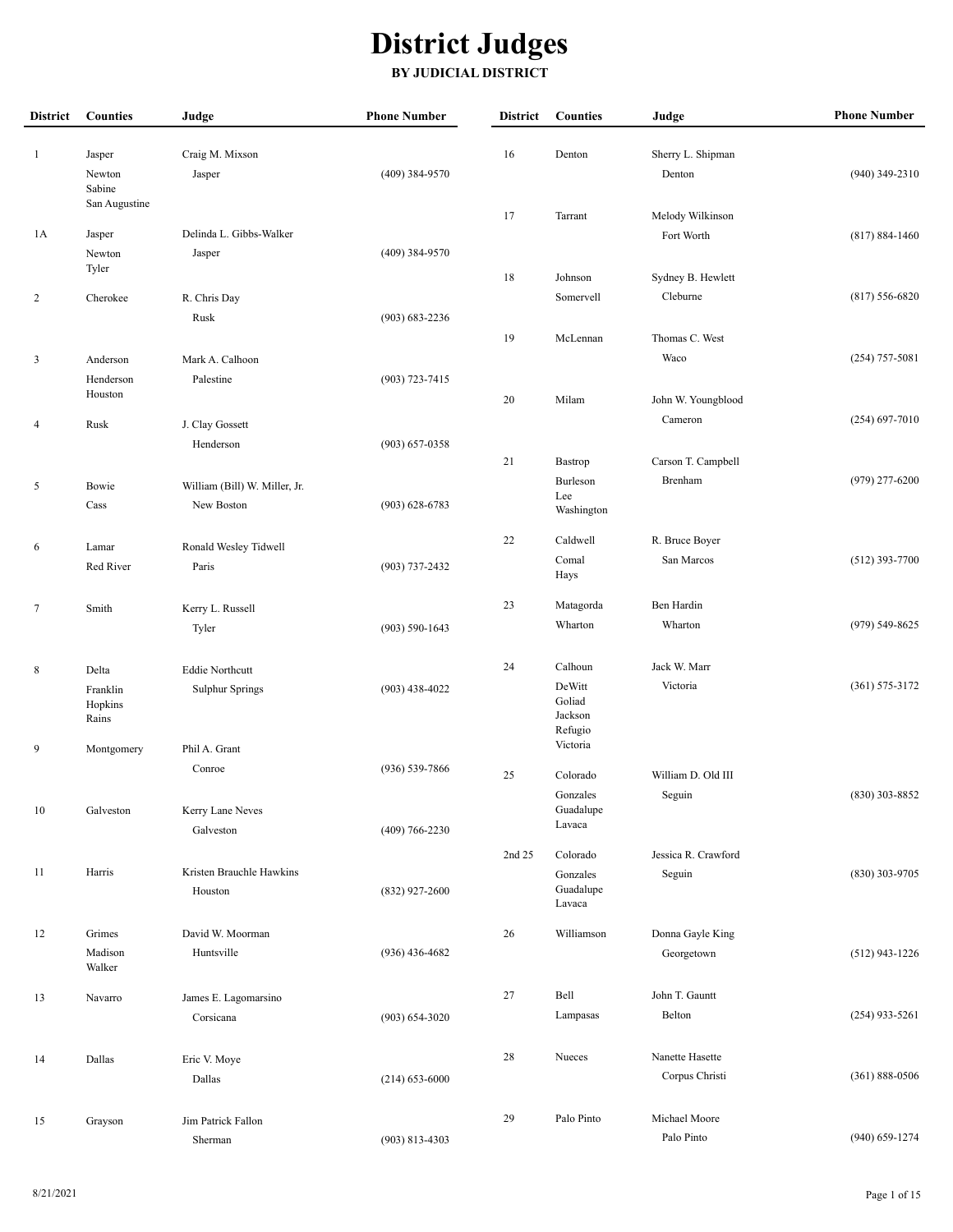# District Judges

**BY JUDICIAL DISTRICT**

| District | Counties | Judge | Phone Number |
|---|---|---|---|
| 1 | Jasper<br>Newton<br>Sabine<br>San Augustine | Craig M. Mixson<br>Jasper | (409) 384-9570 |
| 1A | Jasper<br>Newton<br>Tyler | Delinda L. Gibbs-Walker<br>Jasper | (409) 384-9570 |
| 2 | Cherokee | R. Chris Day<br>Rusk | (903) 683-2236 |
| 3 | Anderson<br>Henderson<br>Houston | Mark A. Calhoon<br>Palestine | (903) 723-7415 |
| 4 | Rusk | J. Clay Gossett<br>Henderson | (903) 657-0358 |
| 5 | Bowie<br>Cass | William (Bill) W. Miller, Jr.<br>New Boston | (903) 628-6783 |
| 6 | Lamar<br>Red River | Ronald Wesley Tidwell<br>Paris | (903) 737-2432 |
| 7 | Smith | Kerry L. Russell<br>Tyler | (903) 590-1643 |
| 8 | Delta<br>Franklin<br>Hopkins<br>Rains | Eddie Northcutt<br>Sulphur Springs | (903) 438-4022 |
| 9 | Montgomery | Phil A. Grant<br>Conroe | (936) 539-7866 |
| 10 | Galveston | Kerry Lane Neves<br>Galveston | (409) 766-2230 |
| 11 | Harris | Kristen Brauchle Hawkins<br>Houston | (832) 927-2600 |
| 12 | Grimes<br>Madison<br>Walker | David W. Moorman<br>Huntsville | (936) 436-4682 |
| 13 | Navarro | James E. Lagomarsino<br>Corsicana | (903) 654-3020 |
| 14 | Dallas | Eric V. Moye<br>Dallas | (214) 653-6000 |
| 15 | Grayson | Jim Patrick Fallon<br>Sherman | (903) 813-4303 |
| 16 | Denton | Sherry L. Shipman<br>Denton | (940) 349-2310 |
| 17 | Tarrant | Melody Wilkinson<br>Fort Worth | (817) 884-1460 |
| 18 | Johnson<br>Somervell | Sydney B. Hewlett<br>Cleburne | (817) 556-6820 |
| 19 | McLennan | Thomas C. West<br>Waco | (254) 757-5081 |
| 20 | Milam | John W. Youngblood<br>Cameron | (254) 697-7010 |
| 21 | Bastrop<br>Burleson<br>Lee<br>Washington | Carson T. Campbell<br>Brenham | (979) 277-6200 |
| 22 | Caldwell<br>Comal<br>Hays | R. Bruce Boyer<br>San Marcos | (512) 393-7700 |
| 23 | Matagorda<br>Wharton | Ben Hardin<br>Wharton | (979) 549-8625 |
| 24 | Calhoun<br>DeWitt<br>Goliad<br>Jackson<br>Refugio<br>Victoria | Jack W. Marr<br>Victoria | (361) 575-3172 |
| 25 | Colorado<br>Gonzales<br>Guadalupe<br>Lavaca | William D. Old III<br>Seguin | (830) 303-8852 |
| 2nd 25 | Colorado<br>Gonzales<br>Guadalupe<br>Lavaca | Jessica R. Crawford<br>Seguin | (830) 303-9705 |
| 26 | Williamson | Donna Gayle King<br>Georgetown | (512) 943-1226 |
| 27 | Bell<br>Lampasas | John T. Gauntt<br>Belton | (254) 933-5261 |
| 28 | Nueces | Nanette Hasette<br>Corpus Christi | (361) 888-0506 |
| 29 | Palo Pinto | Michael Moore<br>Palo Pinto | (940) 659-1274 |

8/21/2021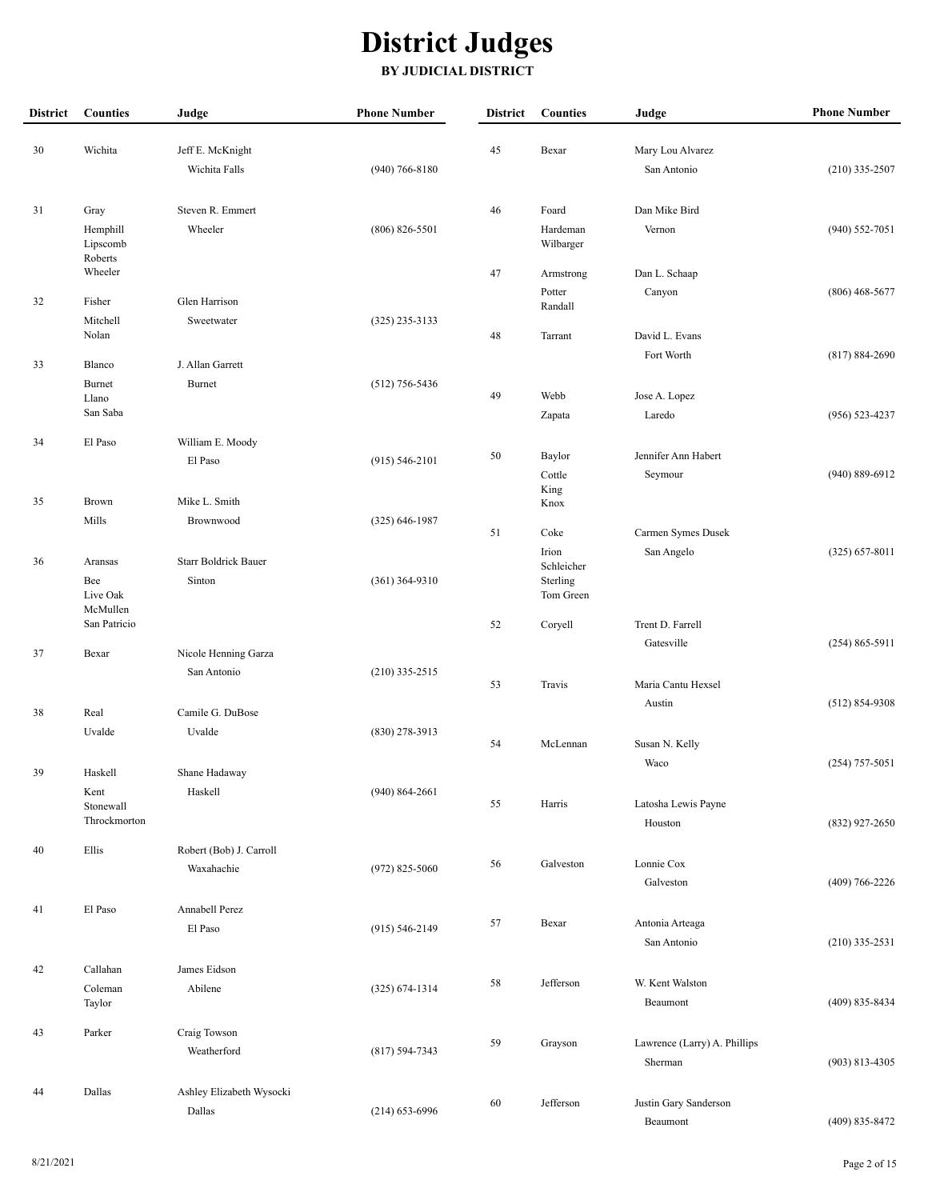# District Judges

**BY JUDICIAL DISTRICT**

| District | Counties | Judge | Phone Number |
|---|---|---|---|
| 30 | Wichita | Jeff E. McKnight<br>Wichita Falls | (940) 766-8180 |
| 31 | Gray<br>Hemphill<br>Lipscomb<br>Roberts<br>Wheeler | Steven R. Emmert<br>Wheeler | (806) 826-5501 |
| 32 | Fisher<br>Mitchell<br>Nolan | Glen Harrison<br>Sweetwater | (325) 235-3133 |
| 33 | Blanco<br>Burnet<br>Llano<br>San Saba | J. Allan Garrett<br>Burnet | (512) 756-5436 |
| 34 | El Paso | William E. Moody<br>El Paso | (915) 546-2101 |
| 35 | Brown<br>Mills | Mike L. Smith<br>Brownwood | (325) 646-1987 |
| 36 | Aransas<br>Bee<br>Live Oak<br>McMullen<br>San Patricio | Starr Boldrick Bauer<br>Sinton | (361) 364-9310 |
| 37 | Bexar | Nicole Henning Garza<br>San Antonio | (210) 335-2515 |
| 38 | Real<br>Uvalde | Camile G. DuBose<br>Uvalde | (830) 278-3913 |
| 39 | Haskell<br>Kent<br>Stonewall<br>Throckmorton | Shane Hadaway<br>Haskell | (940) 864-2661 |
| 40 | Ellis | Robert (Bob) J. Carroll<br>Waxahachie | (972) 825-5060 |
| 41 | El Paso | Annabell Perez<br>El Paso | (915) 546-2149 |
| 42 | Callahan<br>Coleman<br>Taylor | James Eidson<br>Abilene | (325) 674-1314 |
| 43 | Parker | Craig Towson<br>Weatherford | (817) 594-7343 |
| 44 | Dallas | Ashley Elizabeth Wysocki<br>Dallas | (214) 653-6996 |
| 45 | Bexar | Mary Lou Alvarez<br>San Antonio | (210) 335-2507 |
| 46 | Foard<br>Hardeman<br>Wilbarger | Dan Mike Bird<br>Vernon | (940) 552-7051 |
| 47 | Armstrong<br>Potter<br>Randall | Dan L. Schaap<br>Canyon | (806) 468-5677 |
| 48 | Tarrant | David L. Evans<br>Fort Worth | (817) 884-2690 |
| 49 | Webb<br>Zapata | Jose A. Lopez<br>Laredo | (956) 523-4237 |
| 50 | Baylor<br>Cottle<br>King<br>Knox | Jennifer Ann Habert<br>Seymour | (940) 889-6912 |
| 51 | Coke<br>Irion<br>Schleicher<br>Sterling<br>Tom Green | Carmen Symes Dusek<br>San Angelo | (325) 657-8011 |
| 52 | Coryell | Trent D. Farrell<br>Gatesville | (254) 865-5911 |
| 53 | Travis | Maria Cantu Hexsel<br>Austin | (512) 854-9308 |
| 54 | McLennan | Susan N. Kelly<br>Waco | (254) 757-5051 |
| 55 | Harris | Latosha Lewis Payne<br>Houston | (832) 927-2650 |
| 56 | Galveston | Lonnie Cox<br>Galveston | (409) 766-2226 |
| 57 | Bexar | Antonia Arteaga<br>San Antonio | (210) 335-2531 |
| 58 | Jefferson | W. Kent Walston<br>Beaumont | (409) 835-8434 |
| 59 | Grayson | Lawrence (Larry) A. Phillips<br>Sherman | (903) 813-4305 |
| 60 | Jefferson | Justin Gary Sanderson<br>Beaumont | (409) 835-8472 |

8/21/2021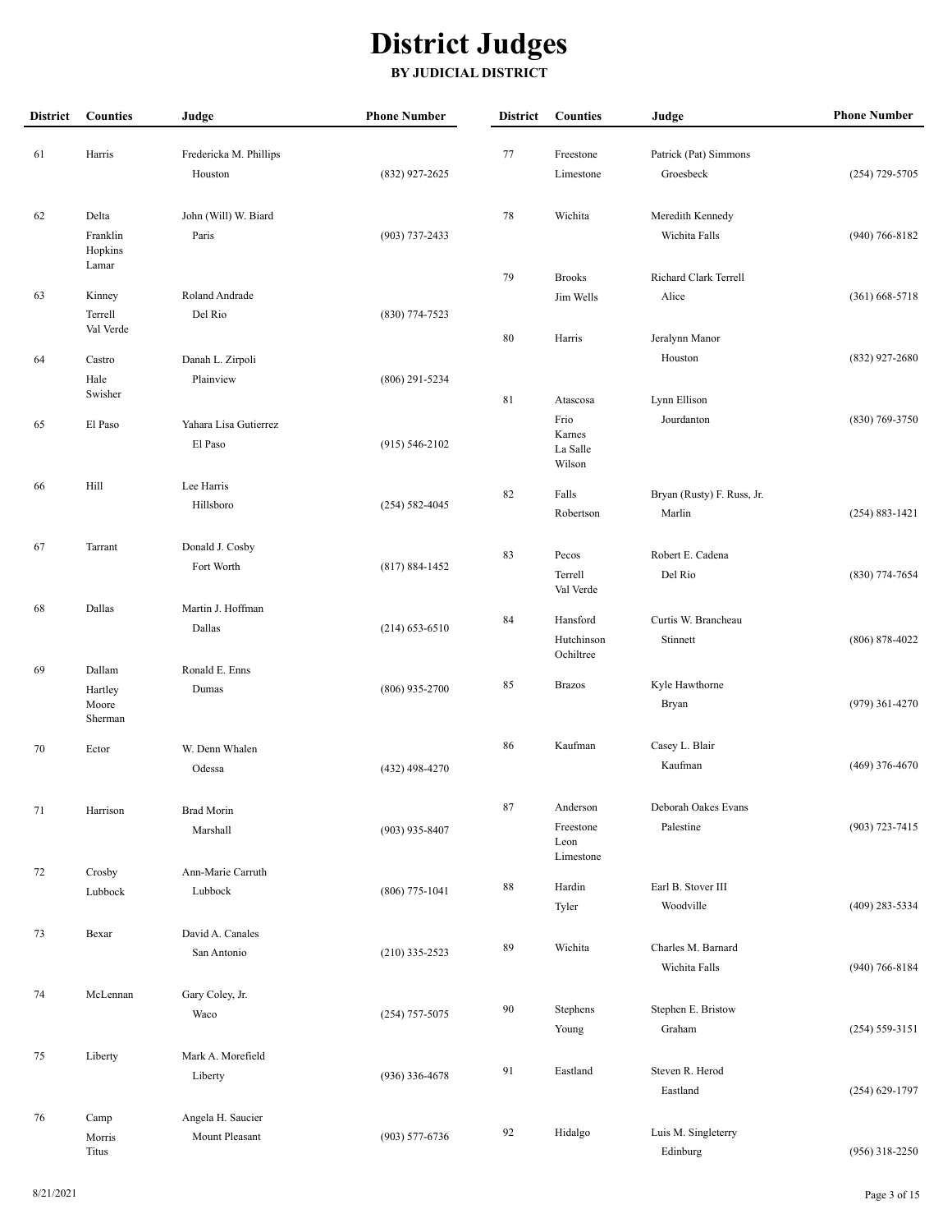# District Judges

**BY JUDICIAL DISTRICT**

| District | Counties | Judge | Phone Number |
|---|---|---|---|
| 61 | Harris | Fredericka M. Phillips<br>Houston | (832) 927-2625 |
| 62 | Delta<br>Franklin<br>Hopkins<br>Lamar | John (Will) W. Biard<br>Paris | (903) 737-2433 |
| 63 | Kinney<br>Terrell<br>Val Verde | Roland Andrade<br>Del Rio | (830) 774-7523 |
| 64 | Castro<br>Hale<br>Swisher | Danah L. Zirpoli<br>Plainview | (806) 291-5234 |
| 65 | El Paso | Yahara Lisa Gutierrez<br>El Paso | (915) 546-2102 |
| 66 | Hill | Lee Harris<br>Hillsboro | (254) 582-4045 |
| 67 | Tarrant | Donald J. Cosby<br>Fort Worth | (817) 884-1452 |
| 68 | Dallas | Martin J. Hoffman<br>Dallas | (214) 653-6510 |
| 69 | Dallam<br>Hartley<br>Moore<br>Sherman | Ronald E. Enns<br>Dumas | (806) 935-2700 |
| 70 | Ector | W. Denn Whalen<br>Odessa | (432) 498-4270 |
| 71 | Harrison | Brad Morin<br>Marshall | (903) 935-8407 |
| 72 | Crosby<br>Lubbock | Ann-Marie Carruth<br>Lubbock | (806) 775-1041 |
| 73 | Bexar | David A. Canales<br>San Antonio | (210) 335-2523 |
| 74 | McLennan | Gary Coley, Jr.<br>Waco | (254) 757-5075 |
| 75 | Liberty | Mark A. Morefield<br>Liberty | (936) 336-4678 |
| 76 | Camp<br>Morris<br>Titus | Angela H. Saucier<br>Mount Pleasant | (903) 577-6736 |
| 77 | Freestone<br>Limestone | Patrick (Pat) Simmons<br>Groesbeck | (254) 729-5705 |
| 78 | Wichita | Meredith Kennedy<br>Wichita Falls | (940) 766-8182 |
| 79 | Brooks<br>Jim Wells | Richard Clark Terrell<br>Alice | (361) 668-5718 |
| 80 | Harris | Jeralynn Manor<br>Houston | (832) 927-2680 |
| 81 | Atascosa<br>Frio<br>Karnes<br>La Salle<br>Wilson | Lynn Ellison<br>Jourdanton | (830) 769-3750 |
| 82 | Falls<br>Robertson | Bryan (Rusty) F. Russ, Jr.<br>Marlin | (254) 883-1421 |
| 83 | Pecos<br>Terrell<br>Val Verde | Robert E. Cadena<br>Del Rio | (830) 774-7654 |
| 84 | Hansford<br>Hutchinson<br>Ochiltree | Curtis W. Brancheau<br>Stinnett | (806) 878-4022 |
| 85 | Brazos | Kyle Hawthorne<br>Bryan | (979) 361-4270 |
| 86 | Kaufman | Casey L. Blair<br>Kaufman | (469) 376-4670 |
| 87 | Anderson<br>Freestone<br>Leon<br>Limestone | Deborah Oakes Evans<br>Palestine | (903) 723-7415 |
| 88 | Hardin<br>Tyler | Earl B. Stover III<br>Woodville | (409) 283-5334 |
| 89 | Wichita | Charles M. Barnard<br>Wichita Falls | (940) 766-8184 |
| 90 | Stephens<br>Young | Stephen E. Bristow<br>Graham | (254) 559-3151 |
| 91 | Eastland | Steven R. Herod<br>Eastland | (254) 629-1797 |
| 92 | Hidalgo | Luis M. Singleterry<br>Edinburg | (956) 318-2250 |

8/21/2021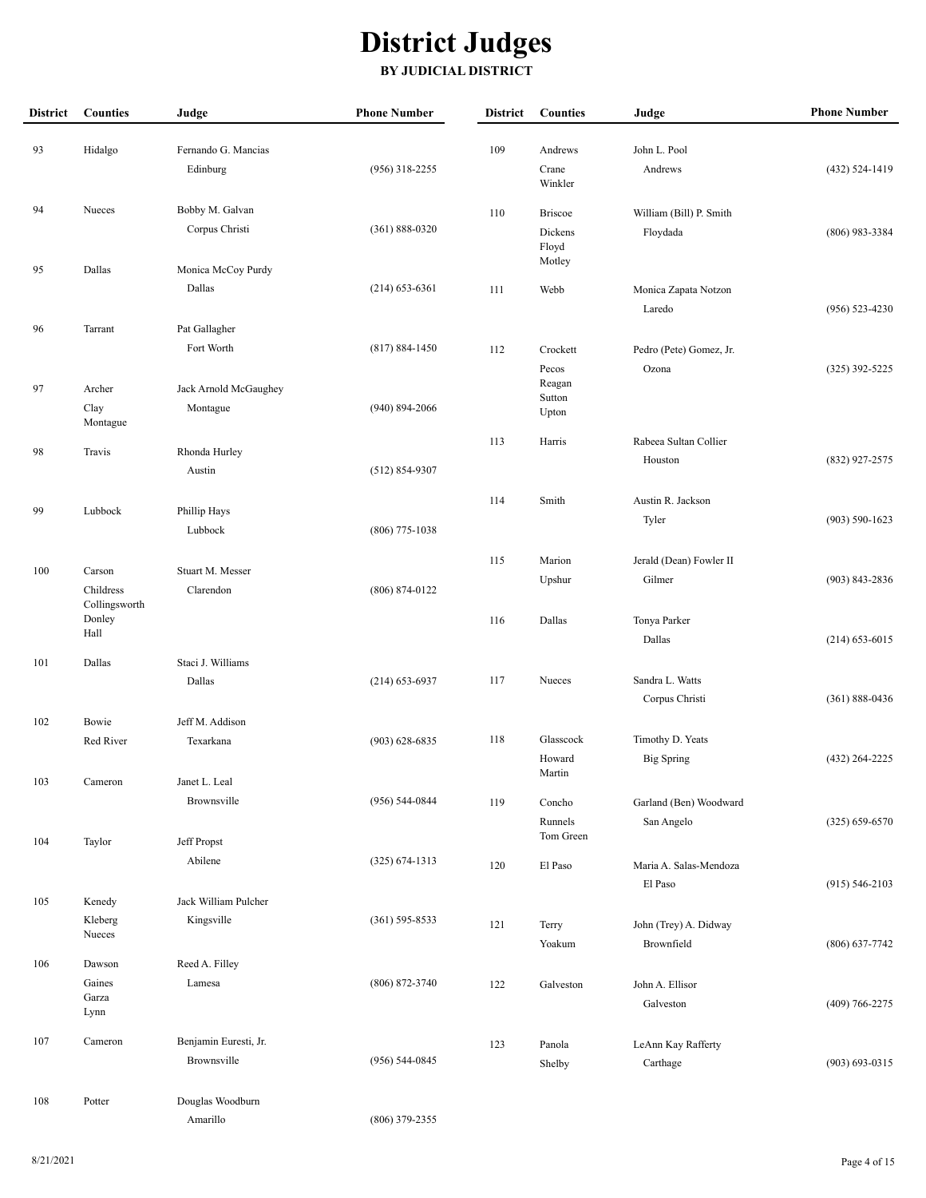# District Judges

**BY JUDICIAL DISTRICT**

| District | Counties | Judge | Phone Number |
|---|---|---|---|
| 93 | Hidalgo | Fernando G. Mancias<br>Edinburg | (956) 318-2255 |
| 94 | Nueces | Bobby M. Galvan<br>Corpus Christi | (361) 888-0320 |
| 95 | Dallas | Monica McCoy Purdy<br>Dallas | (214) 653-6361 |
| 96 | Tarrant | Pat Gallagher<br>Fort Worth | (817) 884-1450 |
| 97 | Archer<br>Clay<br>Montague | Jack Arnold McGaughey<br>Montague | (940) 894-2066 |
| 98 | Travis | Rhonda Hurley<br>Austin | (512) 854-9307 |
| 99 | Lubbock | Phillip Hays<br>Lubbock | (806) 775-1038 |
| 100 | Carson<br>Childress<br>Collingsworth<br>Donley<br>Hall | Stuart M. Messer<br>Clarendon | (806) 874-0122 |
| 101 | Dallas | Staci J. Williams<br>Dallas | (214) 653-6937 |
| 102 | Bowie<br>Red River | Jeff M. Addison<br>Texarkana | (903) 628-6835 |
| 103 | Cameron | Janet L. Leal<br>Brownsville | (956) 544-0844 |
| 104 | Taylor | Jeff Propst<br>Abilene | (325) 674-1313 |
| 105 | Kenedy<br>Kleberg<br>Nueces | Jack William Pulcher<br>Kingsville | (361) 595-8533 |
| 106 | Dawson<br>Gaines<br>Garza<br>Lynn | Reed A. Filley<br>Lamesa | (806) 872-3740 |
| 107 | Cameron | Benjamin Euresti, Jr.<br>Brownsville | (956) 544-0845 |
| 108 | Potter | Douglas Woodburn<br>Amarillo | (806) 379-2355 |
| 109 | Andrews<br>Crane<br>Winkler | John L. Pool<br>Andrews | (432) 524-1419 |
| 110 | Briscoe<br>Dickens<br>Floyd<br>Motley | William (Bill) P. Smith<br>Floydada | (806) 983-3384 |
| 111 | Webb | Monica Zapata Notzon<br>Laredo | (956) 523-4230 |
| 112 | Crockett<br>Pecos<br>Reagan<br>Sutton<br>Upton | Pedro (Pete) Gomez, Jr.<br>Ozona | (325) 392-5225 |
| 113 | Harris | Rabeea Sultan Collier<br>Houston | (832) 927-2575 |
| 114 | Smith | Austin R. Jackson<br>Tyler | (903) 590-1623 |
| 115 | Marion<br>Upshur | Jerald (Dean) Fowler II<br>Gilmer | (903) 843-2836 |
| 116 | Dallas | Tonya Parker<br>Dallas | (214) 653-6015 |
| 117 | Nueces | Sandra L. Watts<br>Corpus Christi | (361) 888-0436 |
| 118 | Glasscock<br>Howard<br>Martin | Timothy D. Yeats<br>Big Spring | (432) 264-2225 |
| 119 | Concho<br>Runnels<br>Tom Green | Garland (Ben) Woodward<br>San Angelo | (325) 659-6570 |
| 120 | El Paso | Maria A. Salas-Mendoza<br>El Paso | (915) 546-2103 |
| 121 | Terry<br>Yoakum | John (Trey) A. Didway<br>Brownfield | (806) 637-7742 |
| 122 | Galveston | John A. Ellisor<br>Galveston | (409) 766-2275 |
| 123 | Panola<br>Shelby | LeAnn Kay Rafferty<br>Carthage | (903) 693-0315 |

8/21/2021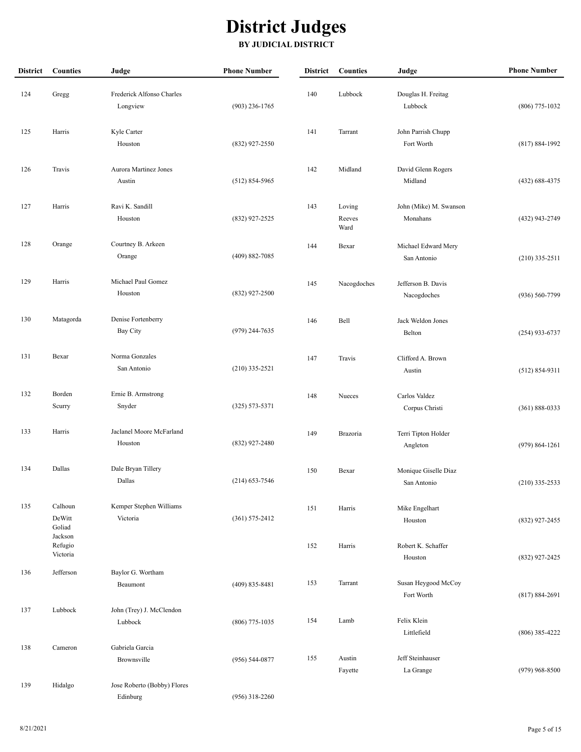# District Judges

**BY JUDICIAL DISTRICT**

| District | Counties | Judge | Phone Number |
|---|---|---|---|
| 124 | Gregg | Frederick Alfonso Charles<br>Longview | (903) 236-1765 |
| 125 | Harris | Kyle Carter<br>Houston | (832) 927-2550 |
| 126 | Travis | Aurora Martinez Jones<br>Austin | (512) 854-5965 |
| 127 | Harris | Ravi K. Sandill<br>Houston | (832) 927-2525 |
| 128 | Orange | Courtney B. Arkeen<br>Orange | (409) 882-7085 |
| 129 | Harris | Michael Paul Gomez<br>Houston | (832) 927-2500 |
| 130 | Matagorda | Denise Fortenberry<br>Bay City | (979) 244-7635 |
| 131 | Bexar | Norma Gonzales<br>San Antonio | (210) 335-2521 |
| 132 | Borden<br>Scurry | Ernie B. Armstrong<br>Snyder | (325) 573-5371 |
| 133 | Harris | Jaclanel Moore McFarland<br>Houston | (832) 927-2480 |
| 134 | Dallas | Dale Bryan Tillery<br>Dallas | (214) 653-7546 |
| 135 | Calhoun<br>DeWitt<br>Goliad<br>Jackson<br>Refugio<br>Victoria | Kemper Stephen Williams<br>Victoria | (361) 575-2412 |
| 136 | Jefferson | Baylor G. Wortham<br>Beaumont | (409) 835-8481 |
| 137 | Lubbock | John (Trey) J. McClendon<br>Lubbock | (806) 775-1035 |
| 138 | Cameron | Gabriela Garcia<br>Brownsville | (956) 544-0877 |
| 139 | Hidalgo | Jose Roberto (Bobby) Flores<br>Edinburg | (956) 318-2260 |
| 140 | Lubbock | Douglas H. Freitag<br>Lubbock | (806) 775-1032 |
| 141 | Tarrant | John Parrish Chupp<br>Fort Worth | (817) 884-1992 |
| 142 | Midland | David Glenn Rogers<br>Midland | (432) 688-4375 |
| 143 | Loving<br>Reeves<br>Ward | John (Mike) M. Swanson<br>Monahans | (432) 943-2749 |
| 144 | Bexar | Michael Edward Mery<br>San Antonio | (210) 335-2511 |
| 145 | Nacogdoches | Jefferson B. Davis<br>Nacogdoches | (936) 560-7799 |
| 146 | Bell | Jack Weldon Jones<br>Belton | (254) 933-6737 |
| 147 | Travis | Clifford A. Brown<br>Austin | (512) 854-9311 |
| 148 | Nueces | Carlos Valdez<br>Corpus Christi | (361) 888-0333 |
| 149 | Brazoria | Terri Tipton Holder<br>Angleton | (979) 864-1261 |
| 150 | Bexar | Monique Giselle Diaz<br>San Antonio | (210) 335-2533 |
| 151 | Harris | Mike Engelhart<br>Houston | (832) 927-2455 |
| 152 | Harris | Robert K. Schaffer<br>Houston | (832) 927-2425 |
| 153 | Tarrant | Susan Heygood McCoy<br>Fort Worth | (817) 884-2691 |
| 154 | Lamb | Felix Klein<br>Littlefield | (806) 385-4222 |
| 155 | Austin<br>Fayette | Jeff Steinhauser<br>La Grange | (979) 968-8500 |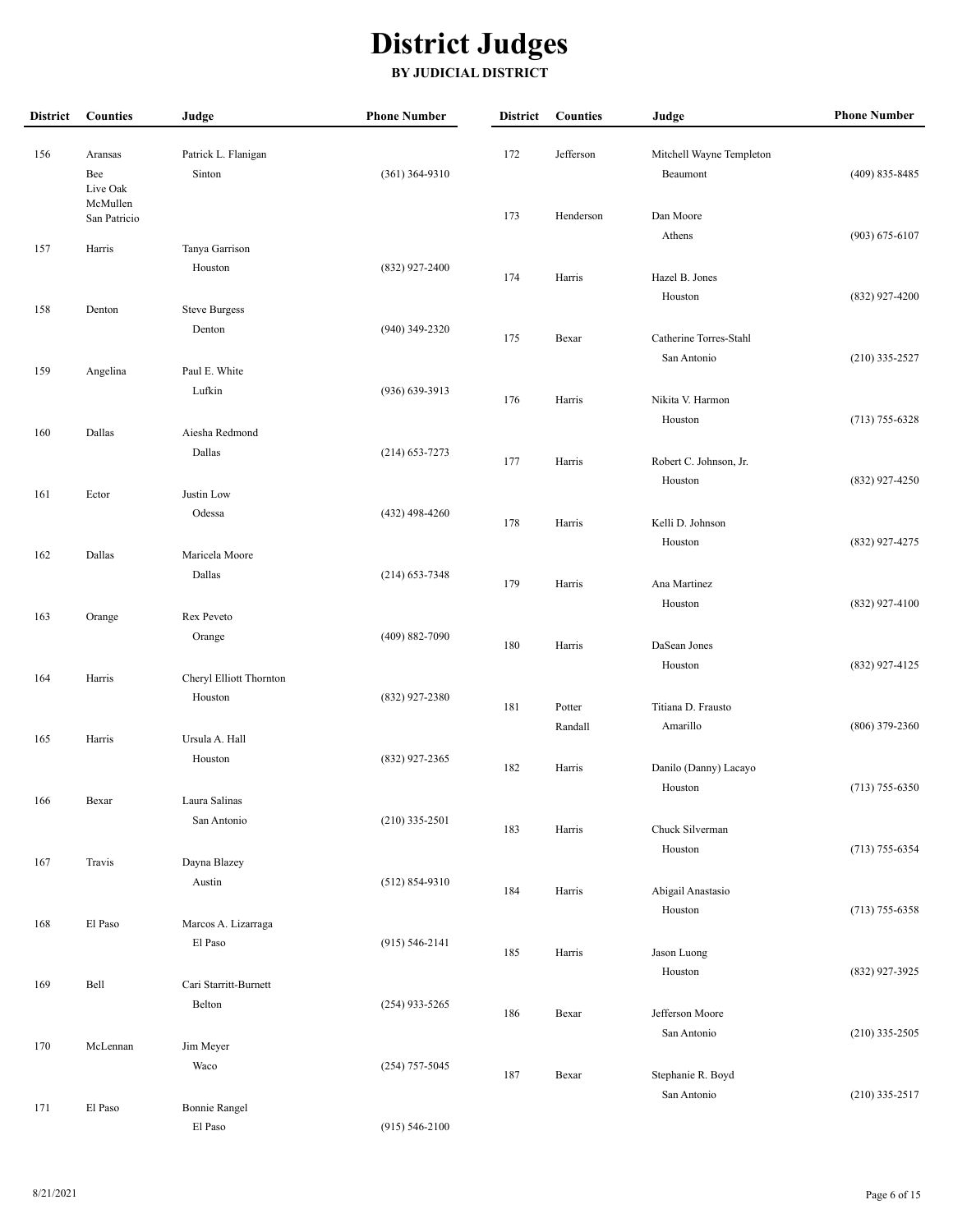# District Judges

**BY JUDICIAL DISTRICT**

| District | Counties | Judge | Phone Number |
|---|---|---|---|
| 156 | Aransas<br>Bee<br>Live Oak<br>McMullen<br>San Patricio | Patrick L. Flanigan<br>Sinton | (361) 364-9310 |
| 157 | Harris | Tanya Garrison<br>Houston | (832) 927-2400 |
| 158 | Denton | Steve Burgess<br>Denton | (940) 349-2320 |
| 159 | Angelina | Paul E. White<br>Lufkin | (936) 639-3913 |
| 160 | Dallas | Aiesha Redmond<br>Dallas | (214) 653-7273 |
| 161 | Ector | Justin Low<br>Odessa | (432) 498-4260 |
| 162 | Dallas | Maricela Moore<br>Dallas | (214) 653-7348 |
| 163 | Orange | Rex Peveto<br>Orange | (409) 882-7090 |
| 164 | Harris | Cheryl Elliott Thornton<br>Houston | (832) 927-2380 |
| 165 | Harris | Ursula A. Hall<br>Houston | (832) 927-2365 |
| 166 | Bexar | Laura Salinas<br>San Antonio | (210) 335-2501 |
| 167 | Travis | Dayna Blazey<br>Austin | (512) 854-9310 |
| 168 | El Paso | Marcos A. Lizarraga<br>El Paso | (915) 546-2141 |
| 169 | Bell | Cari Starritt-Burnett<br>Belton | (254) 933-5265 |
| 170 | McLennan | Jim Meyer<br>Waco | (254) 757-5045 |
| 171 | El Paso | Bonnie Rangel<br>El Paso | (915) 546-2100 |
| 172 | Jefferson | Mitchell Wayne Templeton<br>Beaumont | (409) 835-8485 |
| 173 | Henderson | Dan Moore<br>Athens | (903) 675-6107 |
| 174 | Harris | Hazel B. Jones<br>Houston | (832) 927-4200 |
| 175 | Bexar | Catherine Torres-Stahl<br>San Antonio | (210) 335-2527 |
| 176 | Harris | Nikita V. Harmon<br>Houston | (713) 755-6328 |
| 177 | Harris | Robert C. Johnson, Jr.<br>Houston | (832) 927-4250 |
| 178 | Harris | Kelli D. Johnson<br>Houston | (832) 927-4275 |
| 179 | Harris | Ana Martinez<br>Houston | (832) 927-4100 |
| 180 | Harris | DaSean Jones<br>Houston | (832) 927-4125 |
| 181 | Potter<br>Randall | Titiana D. Frausto<br>Amarillo | (806) 379-2360 |
| 182 | Harris | Danilo (Danny) Lacayo<br>Houston | (713) 755-6350 |
| 183 | Harris | Chuck Silverman<br>Houston | (713) 755-6354 |
| 184 | Harris | Abigail Anastasio<br>Houston | (713) 755-6358 |
| 185 | Harris | Jason Luong<br>Houston | (832) 927-3925 |
| 186 | Bexar | Jefferson Moore<br>San Antonio | (210) 335-2505 |
| 187 | Bexar | Stephanie R. Boyd<br>San Antonio | (210) 335-2517 |

8/21/2021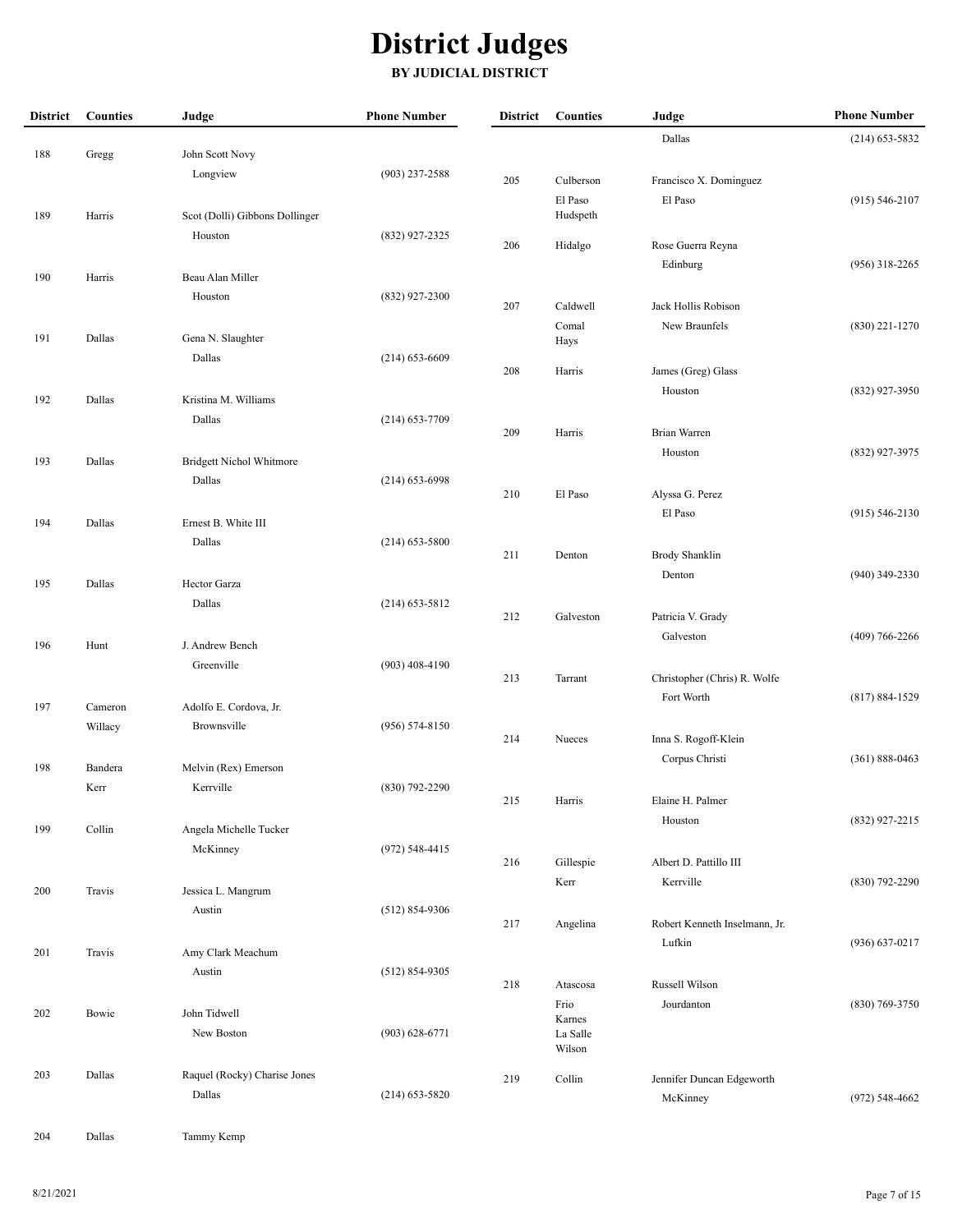# District Judges

**BY JUDICIAL DISTRICT**

| District | Counties | Judge | Phone Number |
|---|---|---|---|
| 188 | Gregg | John Scott Novy<br>Longview | (903) 237-2588 |
| 189 | Harris | Scot (Dolli) Gibbons Dollinger<br>Houston | (832) 927-2325 |
| 190 | Harris | Beau Alan Miller<br>Houston | (832) 927-2300 |
| 191 | Dallas | Gena N. Slaughter<br>Dallas | (214) 653-6609 |
| 192 | Dallas | Kristina M. Williams<br>Dallas | (214) 653-7709 |
| 193 | Dallas | Bridgett Nichol Whitmore<br>Dallas | (214) 653-6998 |
| 194 | Dallas | Ernest B. White III<br>Dallas | (214) 653-5800 |
| 195 | Dallas | Hector Garza<br>Dallas | (214) 653-5812 |
| 196 | Hunt | J. Andrew Bench<br>Greenville | (903) 408-4190 |
| 197 | Cameron<br>Willacy | Adolfo E. Cordova, Jr.<br>Brownsville | (956) 574-8150 |
| 198 | Bandera<br>Kerr | Melvin (Rex) Emerson<br>Kerrville | (830) 792-2290 |
| 199 | Collin | Angela Michelle Tucker<br>McKinney | (972) 548-4415 |
| 200 | Travis | Jessica L. Mangrum<br>Austin | (512) 854-9306 |
| 201 | Travis | Amy Clark Meachum<br>Austin | (512) 854-9305 |
| 202 | Bowie | John Tidwell<br>New Boston | (903) 628-6771 |
| 203 | Dallas | Raquel (Rocky) Charise Jones<br>Dallas | (214) 653-5820 |
| 204 | Dallas | Tammy Kemp<br>Dallas | (214) 653-5832 |
| 205 | Culberson<br>El Paso<br>Hudspeth | Francisco X. Dominguez<br>El Paso | (915) 546-2107 |
| 206 | Hidalgo | Rose Guerra Reyna<br>Edinburg | (956) 318-2265 |
| 207 | Caldwell<br>Comal<br>Hays | Jack Hollis Robison<br>New Braunfels | (830) 221-1270 |
| 208 | Harris | James (Greg) Glass<br>Houston | (832) 927-3950 |
| 209 | Harris | Brian Warren<br>Houston | (832) 927-3975 |
| 210 | El Paso | Alyssa G. Perez<br>El Paso | (915) 546-2130 |
| 211 | Denton | Brody Shanklin<br>Denton | (940) 349-2330 |
| 212 | Galveston | Patricia V. Grady<br>Galveston | (409) 766-2266 |
| 213 | Tarrant | Christopher (Chris) R. Wolfe<br>Fort Worth | (817) 884-1529 |
| 214 | Nueces | Inna S. Rogoff-Klein<br>Corpus Christi | (361) 888-0463 |
| 215 | Harris | Elaine H. Palmer<br>Houston | (832) 927-2215 |
| 216 | Gillespie<br>Kerr | Albert D. Pattillo III<br>Kerrville | (830) 792-2290 |
| 217 | Angelina | Robert Kenneth Inselmann, Jr.<br>Lufkin | (936) 637-0217 |
| 218 | Atascosa<br>Frio<br>Karnes<br>La Salle<br>Wilson | Russell Wilson<br>Jourdanton | (830) 769-3750 |
| 219 | Collin | Jennifer Duncan Edgeworth<br>McKinney | (972) 548-4662 |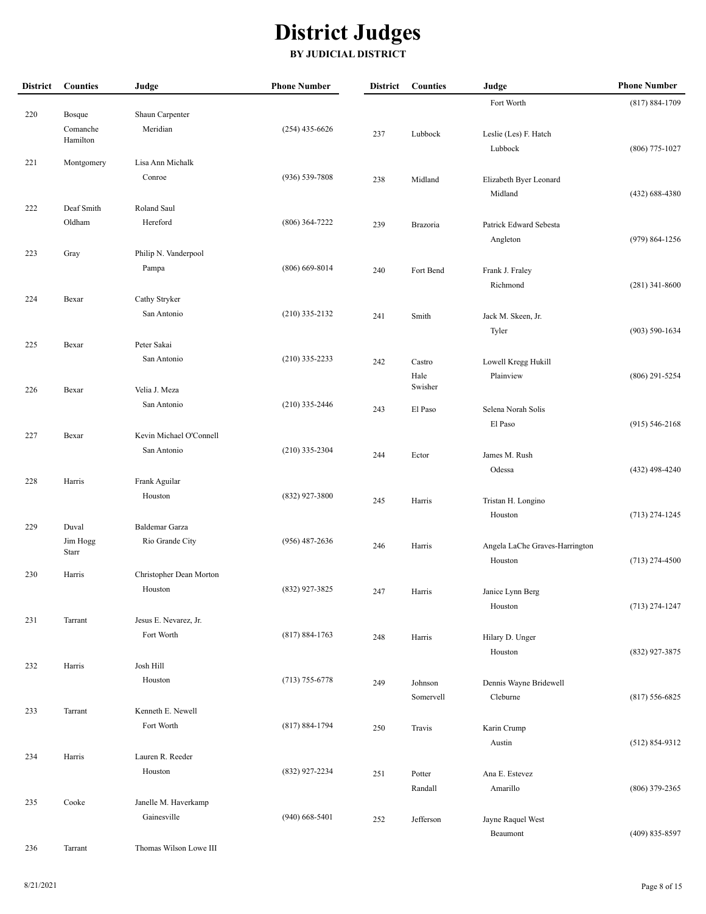# District Judges

**BY JUDICIAL DISTRICT**

| District | Counties | Judge | Phone Number |
|---|---|---|---|
| 220 | Bosque<br>Comanche<br>Hamilton | Shaun Carpenter<br>Meridian | (254) 435-6626 |
| 221 | Montgomery | Lisa Ann Michalk<br>Conroe | (936) 539-7808 |
| 222 | Deaf Smith<br>Oldham | Roland Saul<br>Hereford | (806) 364-7222 |
| 223 | Gray | Philip N. Vanderpool<br>Pampa | (806) 669-8014 |
| 224 | Bexar | Cathy Stryker<br>San Antonio | (210) 335-2132 |
| 225 | Bexar | Peter Sakai<br>San Antonio | (210) 335-2233 |
| 226 | Bexar | Velia J. Meza<br>San Antonio | (210) 335-2446 |
| 227 | Bexar | Kevin Michael O'Connell<br>San Antonio | (210) 335-2304 |
| 228 | Harris | Frank Aguilar<br>Houston | (832) 927-3800 |
| 229 | Duval<br>Jim Hogg<br>Starr | Baldemar Garza<br>Rio Grande City | (956) 487-2636 |
| 230 | Harris | Christopher Dean Morton<br>Houston | (832) 927-3825 |
| 231 | Tarrant | Jesus E. Nevarez, Jr.<br>Fort Worth | (817) 884-1763 |
| 232 | Harris | Josh Hill<br>Houston | (713) 755-6778 |
| 233 | Tarrant | Kenneth E. Newell<br>Fort Worth | (817) 884-1794 |
| 234 | Harris | Lauren R. Reeder<br>Houston | (832) 927-2234 |
| 235 | Cooke | Janelle M. Haverkamp<br>Gainesville | (940) 668-5401 |
| 236 | Tarrant | Thomas Wilson Lowe III<br>Fort Worth | (817) 884-1709 |
| 237 | Lubbock | Leslie (Les) F. Hatch<br>Lubbock | (806) 775-1027 |
| 238 | Midland | Elizabeth Byer Leonard<br>Midland | (432) 688-4380 |
| 239 | Brazoria | Patrick Edward Sebesta<br>Angleton | (979) 864-1256 |
| 240 | Fort Bend | Frank J. Fraley<br>Richmond | (281) 341-8600 |
| 241 | Smith | Jack M. Skeen, Jr.<br>Tyler | (903) 590-1634 |
| 242 | Castro<br>Hale<br>Swisher | Lowell Kregg Hukill<br>Plainview | (806) 291-5254 |
| 243 | El Paso | Selena Norah Solis<br>El Paso | (915) 546-2168 |
| 244 | Ector | James M. Rush<br>Odessa | (432) 498-4240 |
| 245 | Harris | Tristan H. Longino<br>Houston | (713) 274-1245 |
| 246 | Harris | Angela LaChe Graves-Harrington<br>Houston | (713) 274-4500 |
| 247 | Harris | Janice Lynn Berg<br>Houston | (713) 274-1247 |
| 248 | Harris | Hilary D. Unger<br>Houston | (832) 927-3875 |
| 249 | Johnson<br>Somervell | Dennis Wayne Bridewell<br>Cleburne | (817) 556-6825 |
| 250 | Travis | Karin Crump<br>Austin | (512) 854-9312 |
| 251 | Potter<br>Randall | Ana E. Estevez<br>Amarillo | (806) 379-2365 |
| 252 | Jefferson | Jayne Raquel West<br>Beaumont | (409) 835-8597 |

8/21/2021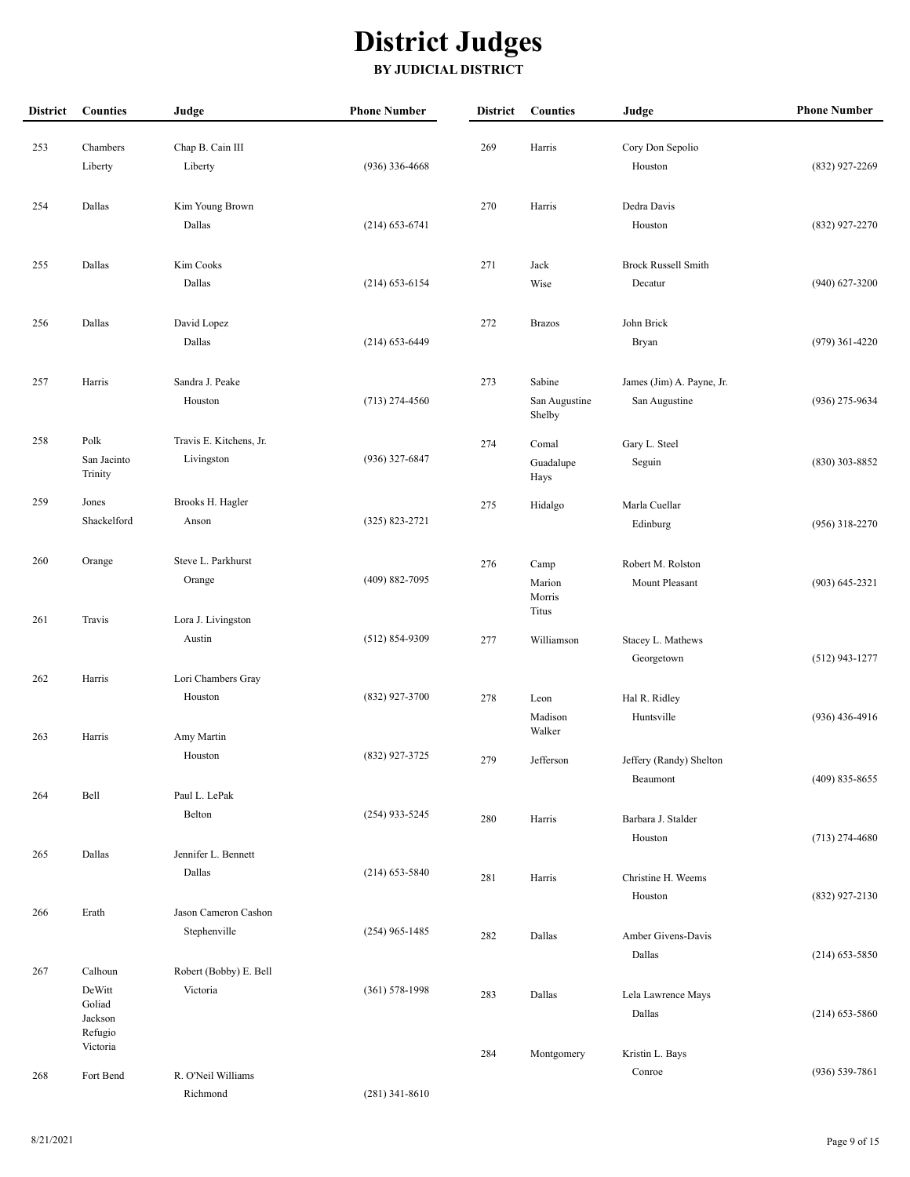# District Judges

**BY JUDICIAL DISTRICT**

| District | Counties | Judge | Phone Number |
|---|---|---|---|
| 253 | Chambers, Liberty | Chap B. Cain III, Liberty | (936) 336-4668 |
| 254 | Dallas | Kim Young Brown, Dallas | (214) 653-6741 |
| 255 | Dallas | Kim Cooks, Dallas | (214) 653-6154 |
| 256 | Dallas | David Lopez, Dallas | (214) 653-6449 |
| 257 | Harris | Sandra J. Peake, Houston | (713) 274-4560 |
| 258 | Polk, San Jacinto, Trinity | Travis E. Kitchens, Jr., Livingston | (936) 327-6847 |
| 259 | Jones, Shackelford | Brooks H. Hagler, Anson | (325) 823-2721 |
| 260 | Orange | Steve L. Parkhurst, Orange | (409) 882-7095 |
| 261 | Travis | Lora J. Livingston, Austin | (512) 854-9309 |
| 262 | Harris | Lori Chambers Gray, Houston | (832) 927-3700 |
| 263 | Harris | Amy Martin, Houston | (832) 927-3725 |
| 264 | Bell | Paul L. LePak, Belton | (254) 933-5245 |
| 265 | Dallas | Jennifer L. Bennett, Dallas | (214) 653-5840 |
| 266 | Erath | Jason Cameron Cashon, Stephenville | (254) 965-1485 |
| 267 | Calhoun, DeWitt, Goliad, Jackson, Refugio, Victoria | Robert (Bobby) E. Bell, Victoria | (361) 578-1998 |
| 268 | Fort Bend | R. O'Neil Williams, Richmond | (281) 341-8610 |
| 269 | Harris | Cory Don Sepolio, Houston | (832) 927-2269 |
| 270 | Harris | Dedra Davis, Houston | (832) 927-2270 |
| 271 | Jack, Wise | Brock Russell Smith, Decatur | (940) 627-3200 |
| 272 | Brazos | John Brick, Bryan | (979) 361-4220 |
| 273 | Sabine, San Augustine, Shelby | James (Jim) A. Payne, Jr., San Augustine | (936) 275-9634 |
| 274 | Comal, Guadalupe, Hays | Gary L. Steel, Seguin | (830) 303-8852 |
| 275 | Hidalgo | Marla Cuellar, Edinburg | (956) 318-2270 |
| 276 | Camp, Marion, Morris, Titus | Robert M. Rolston, Mount Pleasant | (903) 645-2321 |
| 277 | Williamson | Stacey L. Mathews, Georgetown | (512) 943-1277 |
| 278 | Leon, Madison, Walker | Hal R. Ridley, Huntsville | (936) 436-4916 |
| 279 | Jefferson | Jeffery (Randy) Shelton, Beaumont | (409) 835-8655 |
| 280 | Harris | Barbara J. Stalder, Houston | (713) 274-4680 |
| 281 | Harris | Christine H. Weems, Houston | (832) 927-2130 |
| 282 | Dallas | Amber Givens-Davis, Dallas | (214) 653-5850 |
| 283 | Dallas | Lela Lawrence Mays, Dallas | (214) 653-5860 |
| 284 | Montgomery | Kristin L. Bays, Conroe | (936) 539-7861 |

8/21/2021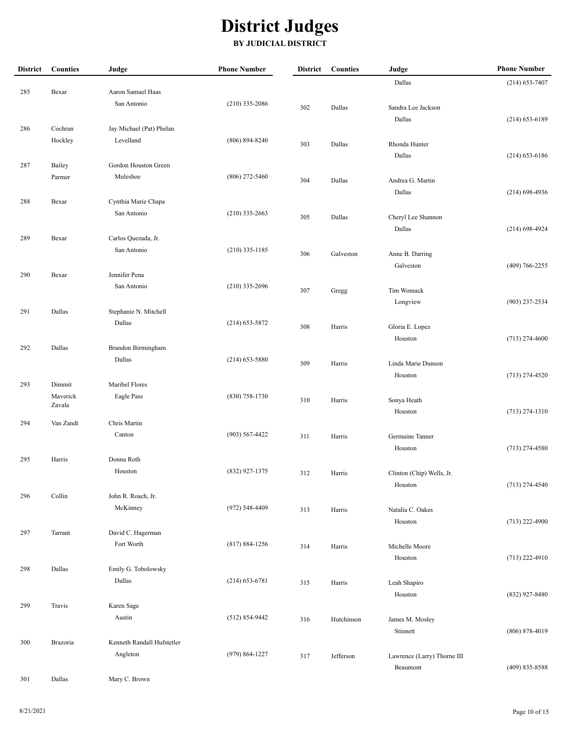# District Judges

**BY JUDICIAL DISTRICT**

| District | Counties | Judge | Phone Number |
|---|---|---|---|
| 285 | Bexar | Aaron Samuel Haas<br>San Antonio | (210) 335-2086 |
| 286 | Cochran<br>Hockley | Jay Michael (Pat) Phelan<br>Levelland | (806) 894-8240 |
| 287 | Bailey<br>Parmer | Gordon Houston Green<br>Muleshoe | (806) 272-5460 |
| 288 | Bexar | Cynthia Marie Chapa<br>San Antonio | (210) 335-2663 |
| 289 | Bexar | Carlos Quezada, Jr.<br>San Antonio | (210) 335-1185 |
| 290 | Bexar | Jennifer Pena<br>San Antonio | (210) 335-2696 |
| 291 | Dallas | Stephanie N. Mitchell<br>Dallas | (214) 653-5872 |
| 292 | Dallas | Brandon Birmingham<br>Dallas | (214) 653-5880 |
| 293 | Dimmit<br>Maverick<br>Zavala | Maribel Flores<br>Eagle Pass | (830) 758-1730 |
| 294 | Van Zandt | Chris Martin<br>Canton | (903) 567-4422 |
| 295 | Harris | Donna Roth<br>Houston | (832) 927-1375 |
| 296 | Collin | John R. Roach, Jr.<br>McKinney | (972) 548-4409 |
| 297 | Tarrant | David C. Hagerman<br>Fort Worth | (817) 884-1256 |
| 298 | Dallas | Emily G. Tobolowsky<br>Dallas | (214) 653-6781 |
| 299 | Travis | Karen Sage<br>Austin | (512) 854-9442 |
| 300 | Brazoria | Kenneth Randall Hufstetler<br>Angleton | (979) 864-1227 |
| 301 | Dallas | Mary C. Brown<br>Dallas | (214) 653-7407 |
| 302 | Dallas | Sandra Lee Jackson<br>Dallas | (214) 653-6189 |
| 303 | Dallas | Rhonda Hunter<br>Dallas | (214) 653-6186 |
| 304 | Dallas | Andrea G. Martin<br>Dallas | (214) 698-4936 |
| 305 | Dallas | Cheryl Lee Shannon<br>Dallas | (214) 698-4924 |
| 306 | Galveston | Anne B. Darring<br>Galveston | (409) 766-2255 |
| 307 | Gregg | Tim Womack<br>Longview | (903) 237-2534 |
| 308 | Harris | Gloria E. Lopez<br>Houston | (713) 274-4600 |
| 309 | Harris | Linda Marie Dunson<br>Houston | (713) 274-4520 |
| 310 | Harris | Sonya Heath<br>Houston | (713) 274-1310 |
| 311 | Harris | Germaine Tanner<br>Houston | (713) 274-4580 |
| 312 | Harris | Clinton (Chip) Wells, Jr.<br>Houston | (713) 274-4540 |
| 313 | Harris | Natalia C. Oakes<br>Houston | (713) 222-4900 |
| 314 | Harris | Michelle Moore<br>Houston | (713) 222-4910 |
| 315 | Harris | Leah Shapiro<br>Houston | (832) 927-8480 |
| 316 | Hutchinson | James M. Mosley<br>Stinnett | (806) 878-4019 |
| 317 | Jefferson | Lawrence (Larry) Thorne III<br>Beaumont | (409) 835-8588 |

8/21/2021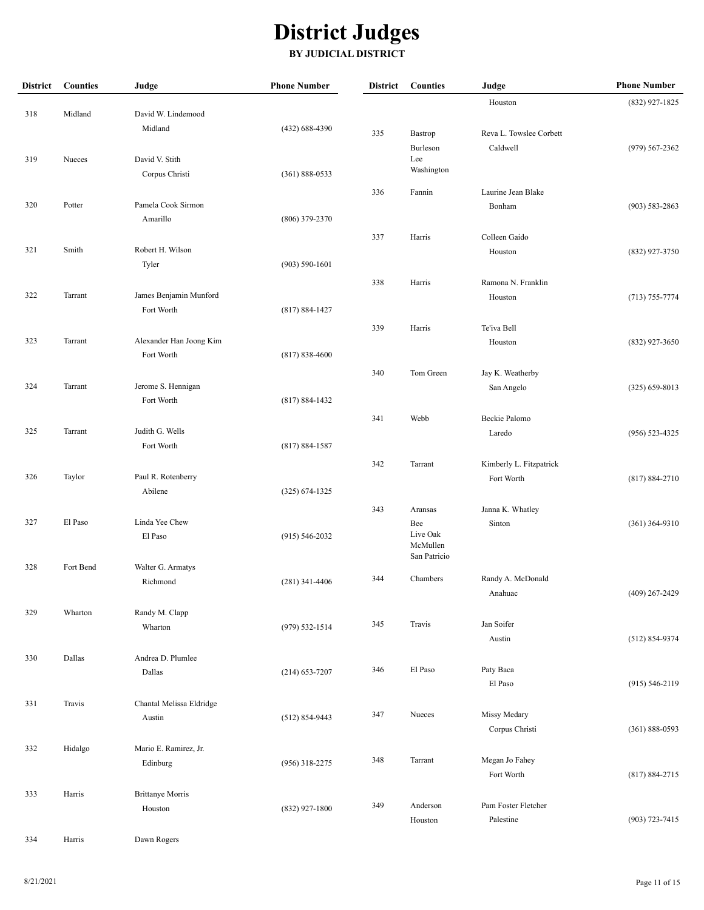# District Judges

**BY JUDICIAL DISTRICT**

| District | Counties | Judge | Phone Number |
|---|---|---|---|
| 318 | Midland | David W. Lindemood<br>Midland | (432) 688-4390 |
| 319 | Nueces | David V. Stith<br>Corpus Christi | (361) 888-0533 |
| 320 | Potter | Pamela Cook Sirmon<br>Amarillo | (806) 379-2370 |
| 321 | Smith | Robert H. Wilson<br>Tyler | (903) 590-1601 |
| 322 | Tarrant | James Benjamin Munford<br>Fort Worth | (817) 884-1427 |
| 323 | Tarrant | Alexander Han Joong Kim<br>Fort Worth | (817) 838-4600 |
| 324 | Tarrant | Jerome S. Hennigan<br>Fort Worth | (817) 884-1432 |
| 325 | Tarrant | Judith G. Wells<br>Fort Worth | (817) 884-1587 |
| 326 | Taylor | Paul R. Rotenberry<br>Abilene | (325) 674-1325 |
| 327 | El Paso | Linda Yee Chew<br>El Paso | (915) 546-2032 |
| 328 | Fort Bend | Walter G. Armatys<br>Richmond | (281) 341-4406 |
| 329 | Wharton | Randy M. Clapp<br>Wharton | (979) 532-1514 |
| 330 | Dallas | Andrea D. Plumlee<br>Dallas | (214) 653-7207 |
| 331 | Travis | Chantal Melissa Eldridge<br>Austin | (512) 854-9443 |
| 332 | Hidalgo | Mario E. Ramirez, Jr.<br>Edinburg | (956) 318-2275 |
| 333 | Harris | Brittanye Morris<br>Houston | (832) 927-1800 |
| 334 | Harris | Dawn Rogers<br>Houston | (832) 927-1825 |
| 335 | Bastrop<br>Burleson<br>Lee<br>Washington | Reva L. Towslee Corbett<br>Caldwell | (979) 567-2362 |
| 336 | Fannin | Laurine Jean Blake<br>Bonham | (903) 583-2863 |
| 337 | Harris | Colleen Gaido<br>Houston | (832) 927-3750 |
| 338 | Harris | Ramona N. Franklin<br>Houston | (713) 755-7774 |
| 339 | Harris | Te'iva Bell<br>Houston | (832) 927-3650 |
| 340 | Tom Green | Jay K. Weatherby<br>San Angelo | (325) 659-8013 |
| 341 | Webb | Beckie Palomo<br>Laredo | (956) 523-4325 |
| 342 | Tarrant | Kimberly L. Fitzpatrick<br>Fort Worth | (817) 884-2710 |
| 343 | Aransas<br>Bee<br>Live Oak<br>McMullen<br>San Patricio | Janna K. Whatley<br>Sinton | (361) 364-9310 |
| 344 | Chambers | Randy A. McDonald<br>Anahuac | (409) 267-2429 |
| 345 | Travis | Jan Soifer<br>Austin | (512) 854-9374 |
| 346 | El Paso | Paty Baca<br>El Paso | (915) 546-2119 |
| 347 | Nueces | Missy Medary<br>Corpus Christi | (361) 888-0593 |
| 348 | Tarrant | Megan Jo Fahey<br>Fort Worth | (817) 884-2715 |
| 349 | Anderson<br>Houston | Pam Foster Fletcher<br>Palestine | (903) 723-7415 |

8/21/2021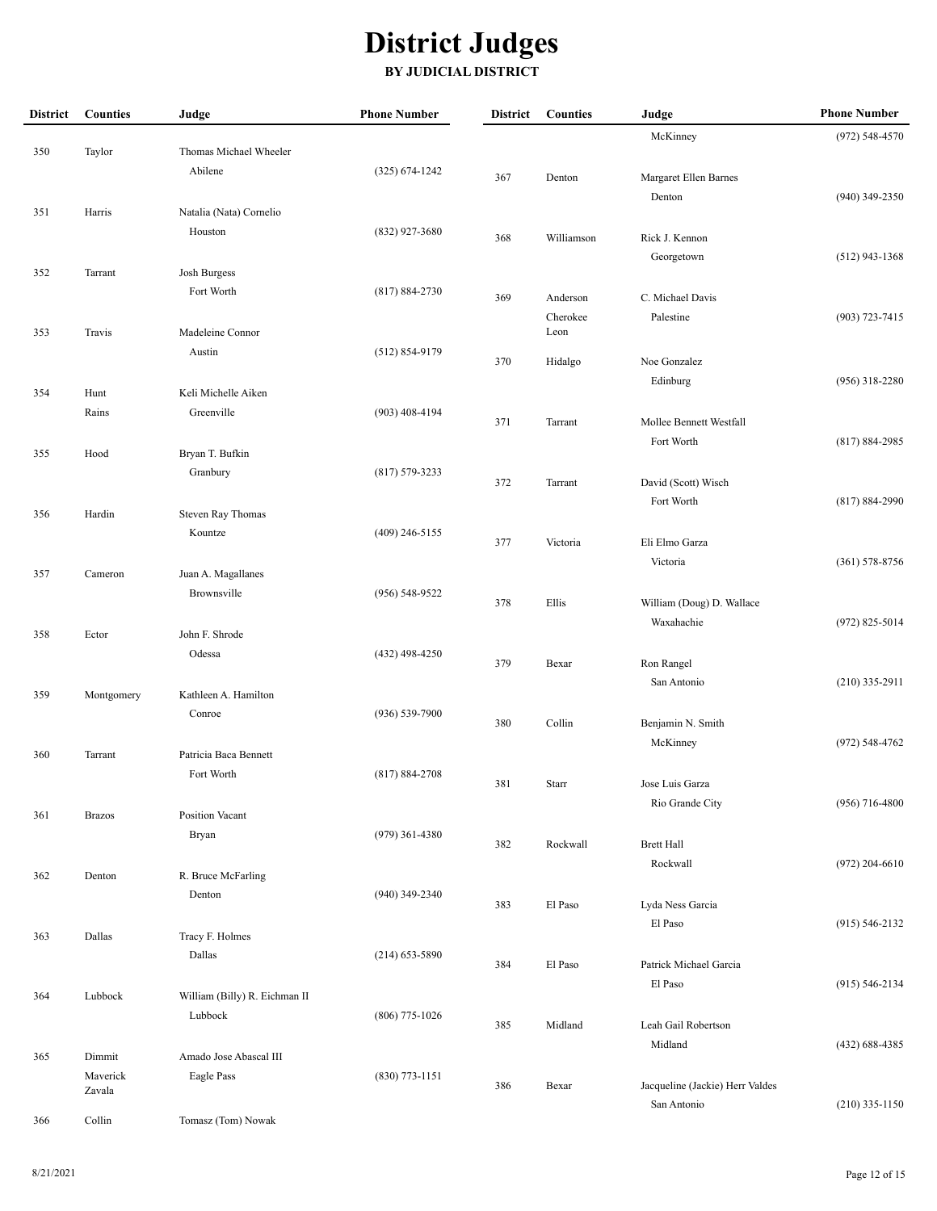# District Judges

**BY JUDICIAL DISTRICT**

| District | Counties | Judge | Phone Number |
|---|---|---|---|
| 350 | Taylor | Thomas Michael Wheeler<br>Abilene | (325) 674-1242 |
| 351 | Harris | Natalia (Nata) Cornelio<br>Houston | (832) 927-3680 |
| 352 | Tarrant | Josh Burgess<br>Fort Worth | (817) 884-2730 |
| 353 | Travis | Madeleine Connor<br>Austin | (512) 854-9179 |
| 354 | Hunt<br>Rains | Keli Michelle Aiken<br>Greenville | (903) 408-4194 |
| 355 | Hood | Bryan T. Bufkin<br>Granbury | (817) 579-3233 |
| 356 | Hardin | Steven Ray Thomas<br>Kountze | (409) 246-5155 |
| 357 | Cameron | Juan A. Magallanes<br>Brownsville | (956) 548-9522 |
| 358 | Ector | John F. Shrode<br>Odessa | (432) 498-4250 |
| 359 | Montgomery | Kathleen A. Hamilton<br>Conroe | (936) 539-7900 |
| 360 | Tarrant | Patricia Baca Bennett<br>Fort Worth | (817) 884-2708 |
| 361 | Brazos | Position Vacant<br>Bryan | (979) 361-4380 |
| 362 | Denton | R. Bruce McFarling<br>Denton | (940) 349-2340 |
| 363 | Dallas | Tracy F. Holmes<br>Dallas | (214) 653-5890 |
| 364 | Lubbock | William (Billy) R. Eichman II<br>Lubbock | (806) 775-1026 |
| 365 | Dimmit<br>Maverick<br>Zavala | Amado Jose Abascal III<br>Eagle Pass | (830) 773-1151 |
| 366 | Collin | Tomasz (Tom) Nowak<br>McKinney | (972) 548-4570 |
| 367 | Denton | Margaret Ellen Barnes<br>Denton | (940) 349-2350 |
| 368 | Williamson | Rick J. Kennon<br>Georgetown | (512) 943-1368 |
| 369 | Anderson<br>Cherokee<br>Leon | C. Michael Davis<br>Palestine | (903) 723-7415 |
| 370 | Hidalgo | Noe Gonzalez<br>Edinburg | (956) 318-2280 |
| 371 | Tarrant | Mollee Bennett Westfall<br>Fort Worth | (817) 884-2985 |
| 372 | Tarrant | David (Scott) Wisch<br>Fort Worth | (817) 884-2990 |
| 377 | Victoria | Eli Elmo Garza<br>Victoria | (361) 578-8756 |
| 378 | Ellis | William (Doug) D. Wallace<br>Waxahachie | (972) 825-5014 |
| 379 | Bexar | Ron Rangel<br>San Antonio | (210) 335-2911 |
| 380 | Collin | Benjamin N. Smith<br>McKinney | (972) 548-4762 |
| 381 | Starr | Jose Luis Garza<br>Rio Grande City | (956) 716-4800 |
| 382 | Rockwall | Brett Hall<br>Rockwall | (972) 204-6610 |
| 383 | El Paso | Lyda Ness Garcia<br>El Paso | (915) 546-2132 |
| 384 | El Paso | Patrick Michael Garcia<br>El Paso | (915) 546-2134 |
| 385 | Midland | Leah Gail Robertson<br>Midland | (432) 688-4385 |
| 386 | Bexar | Jacqueline (Jackie) Herr Valdes<br>San Antonio | (210) 335-1150 |

8/21/2021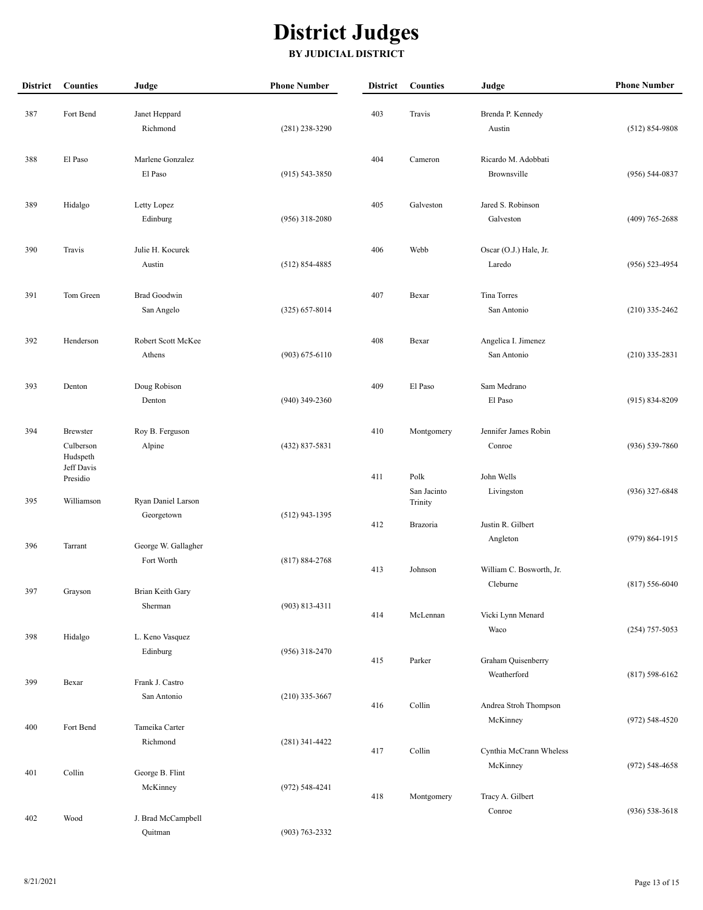# District Judges

**BY JUDICIAL DISTRICT**

| District | Counties | Judge | Phone Number |
|---|---|---|---|
| 387 | Fort Bend | Janet Heppard<br>Richmond | (281) 238-3290 |
| 388 | El Paso | Marlene Gonzalez<br>El Paso | (915) 543-3850 |
| 389 | Hidalgo | Letty Lopez<br>Edinburg | (956) 318-2080 |
| 390 | Travis | Julie H. Kocurek<br>Austin | (512) 854-4885 |
| 391 | Tom Green | Brad Goodwin<br>San Angelo | (325) 657-8014 |
| 392 | Henderson | Robert Scott McKee<br>Athens | (903) 675-6110 |
| 393 | Denton | Doug Robison<br>Denton | (940) 349-2360 |
| 394 | Brewster<br>Culberson<br>Hudspeth<br>Jeff Davis<br>Presidio | Roy B. Ferguson<br>Alpine | (432) 837-5831 |
| 395 | Williamson | Ryan Daniel Larson<br>Georgetown | (512) 943-1395 |
| 396 | Tarrant | George W. Gallagher<br>Fort Worth | (817) 884-2768 |
| 397 | Grayson | Brian Keith Gary<br>Sherman | (903) 813-4311 |
| 398 | Hidalgo | L. Keno Vasquez<br>Edinburg | (956) 318-2470 |
| 399 | Bexar | Frank J. Castro<br>San Antonio | (210) 335-3667 |
| 400 | Fort Bend | Tameika Carter<br>Richmond | (281) 341-4422 |
| 401 | Collin | George B. Flint<br>McKinney | (972) 548-4241 |
| 402 | Wood | J. Brad McCampbell<br>Quitman | (903) 763-2332 |
| 403 | Travis | Brenda P. Kennedy<br>Austin | (512) 854-9808 |
| 404 | Cameron | Ricardo M. Adobbati<br>Brownsville | (956) 544-0837 |
| 405 | Galveston | Jared S. Robinson<br>Galveston | (409) 765-2688 |
| 406 | Webb | Oscar (O.J.) Hale, Jr.<br>Laredo | (956) 523-4954 |
| 407 | Bexar | Tina Torres<br>San Antonio | (210) 335-2462 |
| 408 | Bexar | Angelica I. Jimenez<br>San Antonio | (210) 335-2831 |
| 409 | El Paso | Sam Medrano<br>El Paso | (915) 834-8209 |
| 410 | Montgomery | Jennifer James Robin<br>Conroe | (936) 539-7860 |
| 411 | Polk<br>San Jacinto<br>Trinity | John Wells<br>Livingston | (936) 327-6848 |
| 412 | Brazoria | Justin R. Gilbert<br>Angleton | (979) 864-1915 |
| 413 | Johnson | William C. Bosworth, Jr.<br>Cleburne | (817) 556-6040 |
| 414 | McLennan | Vicki Lynn Menard<br>Waco | (254) 757-5053 |
| 415 | Parker | Graham Quisenberry<br>Weatherford | (817) 598-6162 |
| 416 | Collin | Andrea Stroh Thompson<br>McKinney | (972) 548-4520 |
| 417 | Collin | Cynthia McCrann Wheless<br>McKinney | (972) 548-4658 |
| 418 | Montgomery | Tracy A. Gilbert<br>Conroe | (936) 538-3618 |

8/21/2021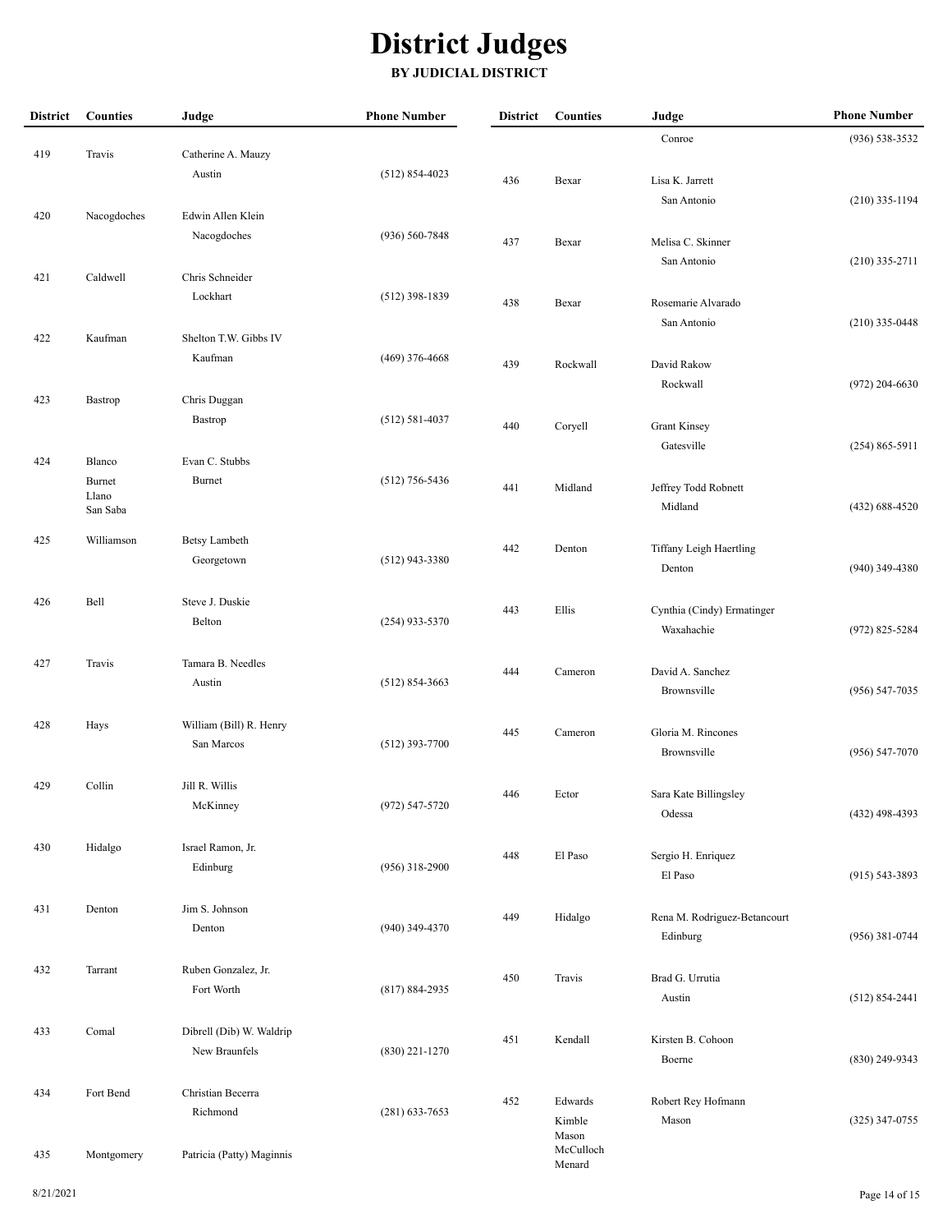# District Judges

**BY JUDICIAL DISTRICT**

| District | Counties | Judge | Phone Number |
|---|---|---|---|
| 419 | Travis | Catherine A. Mauzy<br>Austin | (512) 854-4023 |
| 420 | Nacogdoches | Edwin Allen Klein<br>Nacogdoches | (936) 560-7848 |
| 421 | Caldwell | Chris Schneider<br>Lockhart | (512) 398-1839 |
| 422 | Kaufman | Shelton T.W. Gibbs IV<br>Kaufman | (469) 376-4668 |
| 423 | Bastrop | Chris Duggan<br>Bastrop | (512) 581-4037 |
| 424 | Blanco<br>Burnet<br>Llano<br>San Saba | Evan C. Stubbs<br>Burnet | (512) 756-5436 |
| 425 | Williamson | Betsy Lambeth<br>Georgetown | (512) 943-3380 |
| 426 | Bell | Steve J. Duskie<br>Belton | (254) 933-5370 |
| 427 | Travis | Tamara B. Needles<br>Austin | (512) 854-3663 |
| 428 | Hays | William (Bill) R. Henry<br>San Marcos | (512) 393-7700 |
| 429 | Collin | Jill R. Willis<br>McKinney | (972) 547-5720 |
| 430 | Hidalgo | Israel Ramon, Jr.<br>Edinburg | (956) 318-2900 |
| 431 | Denton | Jim S. Johnson<br>Denton | (940) 349-4370 |
| 432 | Tarrant | Ruben Gonzalez, Jr.<br>Fort Worth | (817) 884-2935 |
| 433 | Comal | Dibrell (Dib) W. Waldrip<br>New Braunfels | (830) 221-1270 |
| 434 | Fort Bend | Christian Becerra<br>Richmond | (281) 633-7653 |
| 435 | Montgomery | Patricia (Patty) Maginnis<br>Conroe | (936) 538-3532 |
| 436 | Bexar | Lisa K. Jarrett<br>San Antonio | (210) 335-1194 |
| 437 | Bexar | Melisa C. Skinner<br>San Antonio | (210) 335-2711 |
| 438 | Bexar | Rosemarie Alvarado<br>San Antonio | (210) 335-0448 |
| 439 | Rockwall | David Rakow<br>Rockwall | (972) 204-6630 |
| 440 | Coryell | Grant Kinsey<br>Gatesville | (254) 865-5911 |
| 441 | Midland | Jeffrey Todd Robnett<br>Midland | (432) 688-4520 |
| 442 | Denton | Tiffany Leigh Haertling<br>Denton | (940) 349-4380 |
| 443 | Ellis | Cynthia (Cindy) Ermatinger<br>Waxahachie | (972) 825-5284 |
| 444 | Cameron | David A. Sanchez<br>Brownsville | (956) 547-7035 |
| 445 | Cameron | Gloria M. Rincones<br>Brownsville | (956) 547-7070 |
| 446 | Ector | Sara Kate Billingsley<br>Odessa | (432) 498-4393 |
| 448 | El Paso | Sergio H. Enriquez<br>El Paso | (915) 543-3893 |
| 449 | Hidalgo | Rena M. Rodriguez-Betancourt<br>Edinburg | (956) 381-0744 |
| 450 | Travis | Brad G. Urrutia<br>Austin | (512) 854-2441 |
| 451 | Kendall | Kirsten B. Cohoon<br>Boerne | (830) 249-9343 |
| 452 | Edwards<br>Kimble<br>Mason<br>McCulloch<br>Menard | Robert Rey Hofmann<br>Mason | (325) 347-0755 |

8/21/2021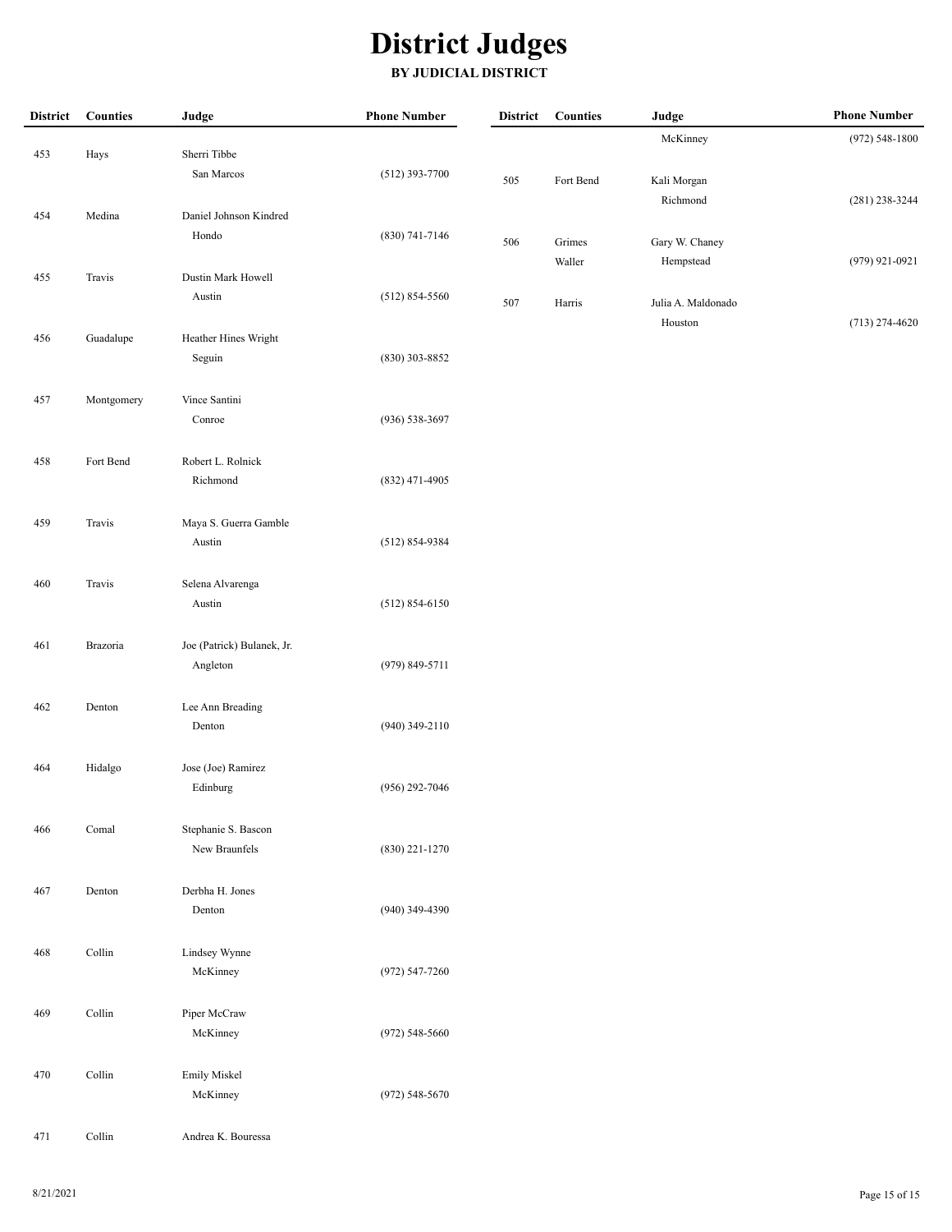# District Judges

**BY JUDICIAL DISTRICT**

| District | Counties | Judge | Phone Number |
|---|---|---|---|
| 453 | Hays | Sherri Tibbe<br>San Marcos | (512) 393-7700 |
| 454 | Medina | Daniel Johnson Kindred<br>Hondo | (830) 741-7146 |
| 455 | Travis | Dustin Mark Howell<br>Austin | (512) 854-5560 |
| 456 | Guadalupe | Heather Hines Wright<br>Seguin | (830) 303-8852 |
| 457 | Montgomery | Vince Santini<br>Conroe | (936) 538-3697 |
| 458 | Fort Bend | Robert L. Rolnick<br>Richmond | (832) 471-4905 |
| 459 | Travis | Maya S. Guerra Gamble<br>Austin | (512) 854-9384 |
| 460 | Travis | Selena Alvarenga<br>Austin | (512) 854-6150 |
| 461 | Brazoria | Joe (Patrick) Bulanek, Jr.<br>Angleton | (979) 849-5711 |
| 462 | Denton | Lee Ann Breading<br>Denton | (940) 349-2110 |
| 464 | Hidalgo | Jose (Joe) Ramirez<br>Edinburg | (956) 292-7046 |
| 466 | Comal | Stephanie S. Bascon<br>New Braunfels | (830) 221-1270 |
| 467 | Denton | Derbha H. Jones<br>Denton | (940) 349-4390 |
| 468 | Collin | Lindsey Wynne<br>McKinney | (972) 547-7260 |
| 469 | Collin | Piper McCraw<br>McKinney | (972) 548-5660 |
| 470 | Collin | Emily Miskel<br>McKinney | (972) 548-5670 |
| 471 | Collin | Andrea K. Bouressa<br>McKinney | (972) 548-1800 |
| 505 | Fort Bend | Kali Morgan<br>Richmond | (281) 238-3244 |
| 506 | Grimes<br>Waller | Gary W. Chaney<br>Hempstead | (979) 921-0921 |
| 507 | Harris | Julia A. Maldonado<br>Houston | (713) 274-4620 |

8/21/2021